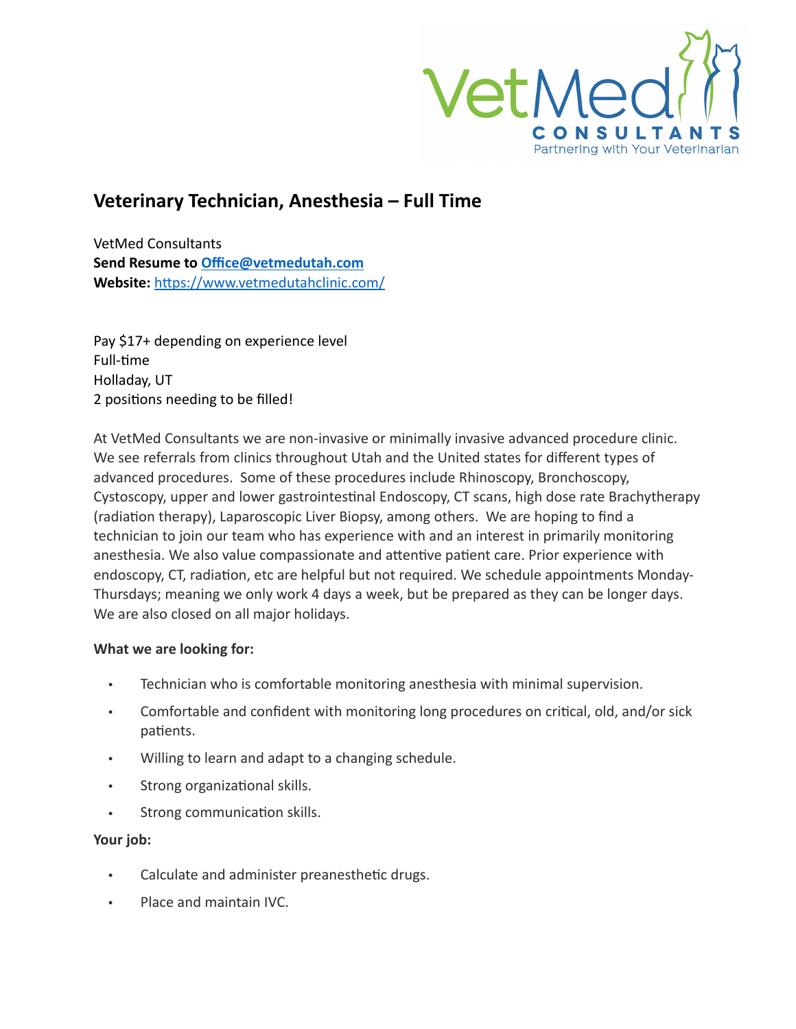# Veterinary Technician, Anesthesia – Full Time

VetMed Consultants
**Send Resume to [Office@vetmedutah.com](mailto:Office@vetmedutah.com)**
**Website:** [https://www.vetmedutahclinic.com/](https://www.vetmedutahclinic.com/)

Pay $17+ depending on experience level
Full-time
Holladay, UT
2 positions needing to be filled!

At VetMed Consultants we are non-invasive or minimally invasive advanced procedure clinic. We see referrals from clinics throughout Utah and the United states for different types of advanced procedures. Some of these procedures include Rhinoscopy, Bronchoscopy, Cystoscopy, upper and lower gastrointestinal Endoscopy, CT scans, high dose rate Brachytherapy (radiation therapy), Laparoscopic Liver Biopsy, among others. We are hoping to find a technician to join our team who has experience with and an interest in primarily monitoring anesthesia. We also value compassionate and attentive patient care. Prior experience with endoscopy, CT, radiation, etc are helpful but not required. We schedule appointments Monday-Thursdays; meaning we only work 4 days a week, but be prepared as they can be longer days. We are also closed on all major holidays.

**What we are looking for:**

- Technician who is comfortable monitoring anesthesia with minimal supervision.
- Comfortable and confident with monitoring long procedures on critical, old, and/or sick patients.
- Willing to learn and adapt to a changing schedule.
- Strong organizational skills.
- Strong communication skills.

**Your job:**

- Calculate and administer preanesthetic drugs.
- Place and maintain IVC.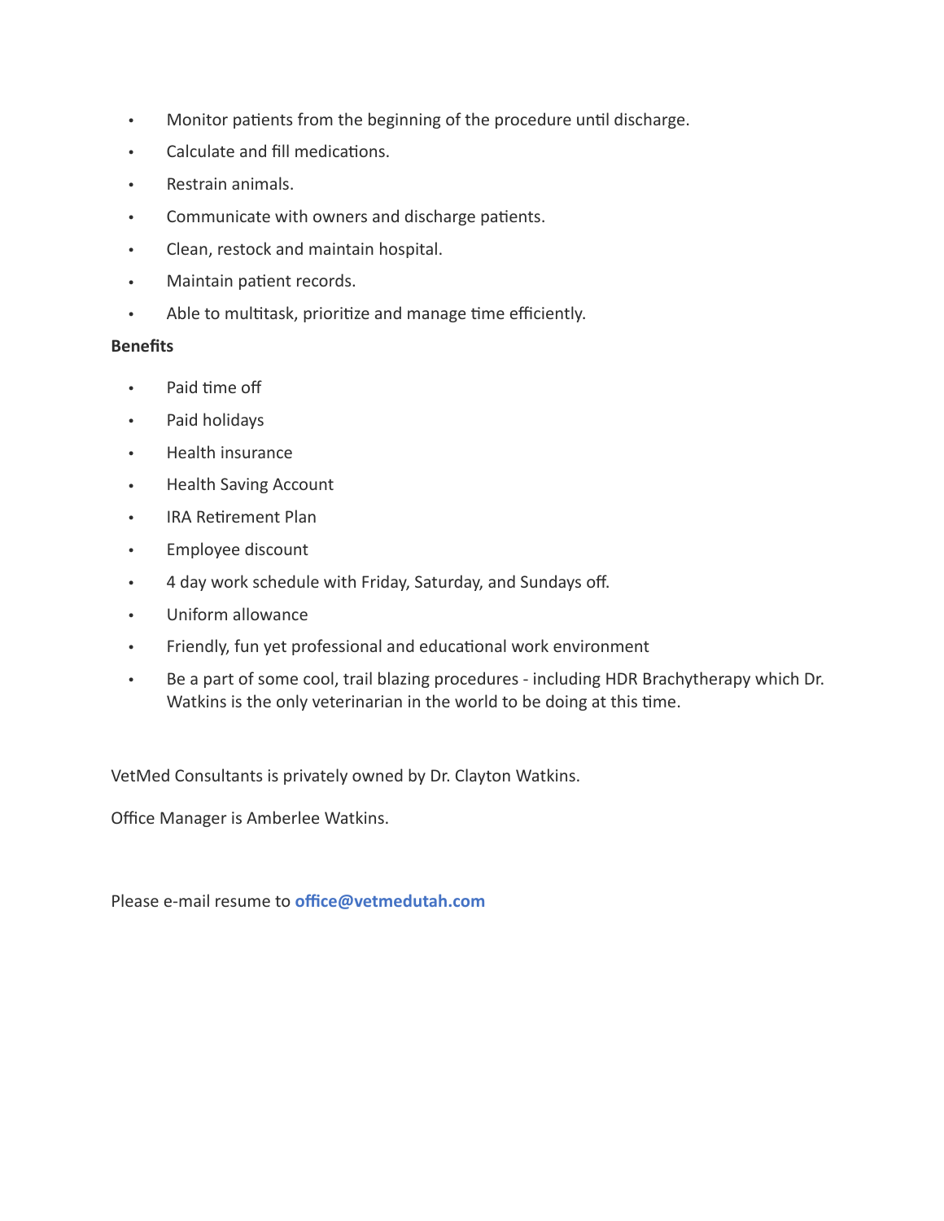- Monitor patients from the beginning of the procedure until discharge.
- Calculate and fill medications.
- Restrain animals.
- Communicate with owners and discharge patients.
- Clean, restock and maintain hospital.
- Maintain patient records.
- Able to multitask, prioritize and manage time efficiently.

**Benefits**

- Paid time off
- Paid holidays
- Health insurance
- Health Saving Account
- IRA Retirement Plan
- Employee discount
- 4 day work schedule with Friday, Saturday, and Sundays off.
- Uniform allowance
- Friendly, fun yet professional and educational work environment
- Be a part of some cool, trail blazing procedures - including HDR Brachytherapy which Dr. Watkins is the only veterinarian in the world to be doing at this time.

VetMed Consultants is privately owned by Dr. Clayton Watkins.

Office Manager is Amberlee Watkins.

Please e-mail resume to **office@vetmedutah.com**